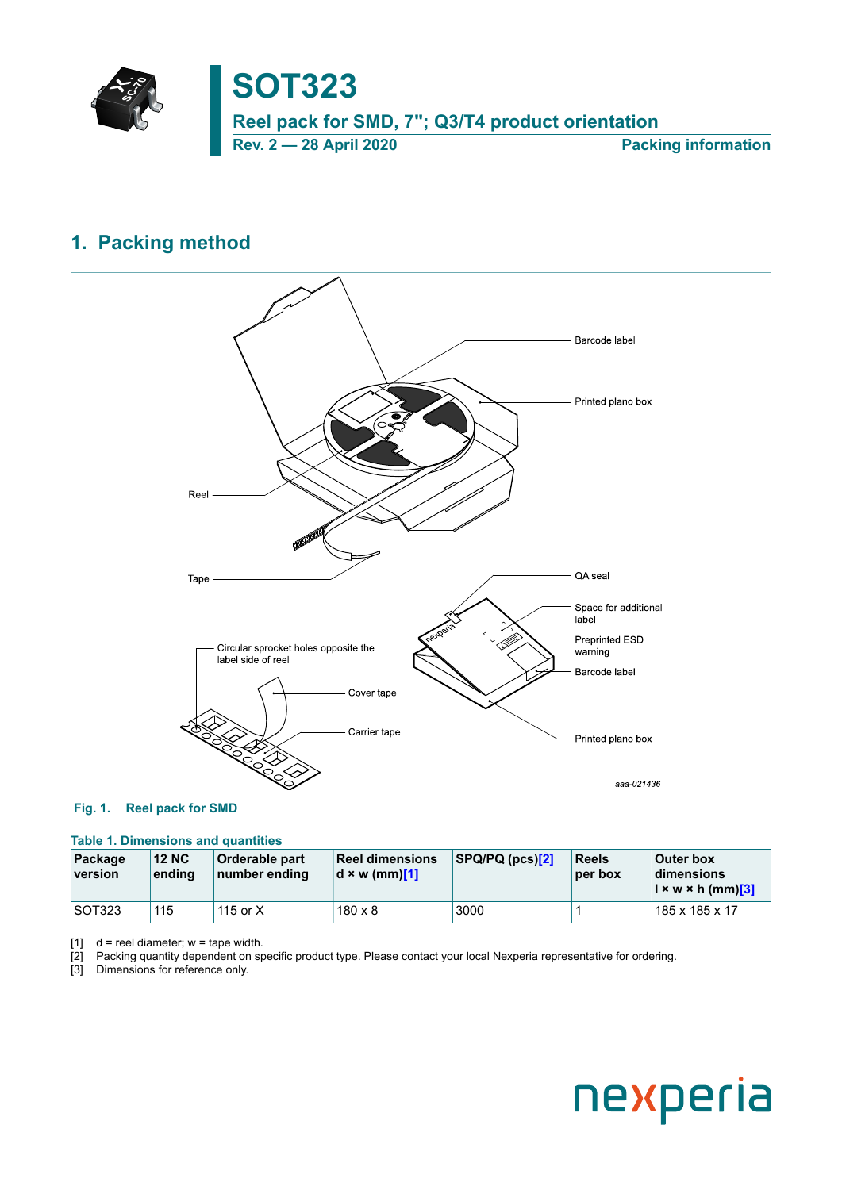# SOT323

## Reel pack for SMD, 7"; Q3/T4 product orientation

**Rev. 2 — 28 April 2020** **Packing information**

## 1. Packing method

Barcode label

Printed plano box

Reel

Tape

QA seal

Space for additional label

Preprinted ESD warning

Barcode label

Printed plano box

Circular sprocket holes opposite the label side of reel

Cover tape

Carrier tape

aaa-021436

**Fig. 1. Reel pack for SMD**

**Table 1. Dimensions and quantities**

| Package version | 12 NC ending | Orderable part number ending | Reel dimensions d × w (mm)[1] | SPQ/PQ (pcs)[2] | Reels per box | Outer box dimensions l × w × h (mm)[3] |
|---|---|---|---|---|---|---|
| SOT323 | 115 | 115 or X | 180 x 8 | 3000 | 1 | 185 x 185 x 17 |

[1] d = reel diameter; w = tape width.

[2] Packing quantity dependent on specific product type. Please contact your local Nexperia representative for ordering.

[3] Dimensions for reference only.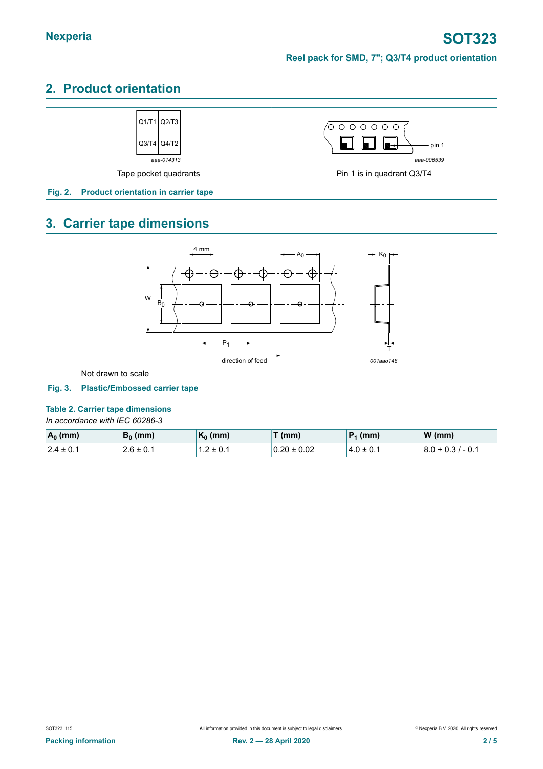## 2. Product orientation

| Q1/T1 | Q2/T3 |
|---|---|
| Q3/T4 | Q4/T2 |

aaa-014313

Tape pocket quadrants

pin 1

aaa-006539

Pin 1 is in quadrant Q3/T4

**Fig. 2. Product orientation in carrier tape**

## 3. Carrier tape dimensions

4 mm, $A_0$, $K_0$, W, $B_0$, $P_1$, T

direction of feed

001aao148

Not drawn to scale

**Fig. 3. Plastic/Embossed carrier tape**

**Table 2. Carrier tape dimensions**

*In accordance with IEC 60286-3*

| $A_0$ (mm) | $B_0$ (mm) | $K_0$ (mm) | T (mm) | $P_1$ (mm) | W (mm) |
|---|---|---|---|---|---|
| 2.4 ± 0.1 | 2.6 ± 0.1 | 1.2 ± 0.1 | 0.20 ± 0.02 | 4.0 ± 0.1 | 8.0 + 0.3 / - 0.1 |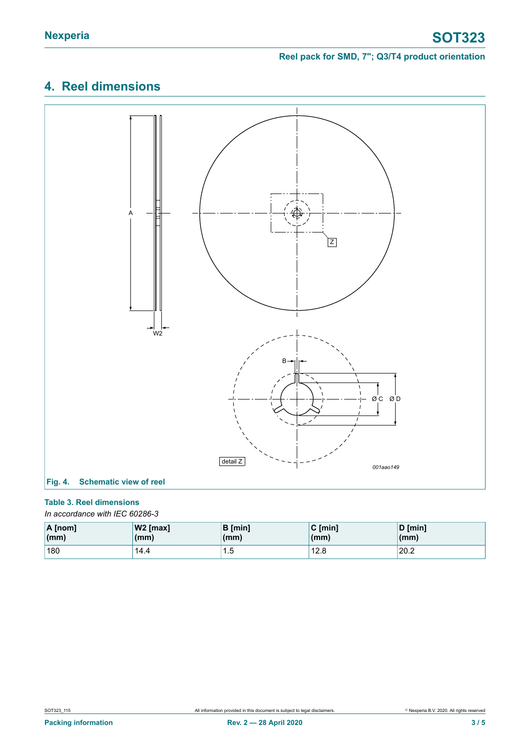## 4. Reel dimensions

Fig. 4. Schematic view of reel

**Table 3. Reel dimensions**

*In accordance with IEC 60286-3*

| A [nom] (mm) | W2 [max] (mm) | B [min] (mm) | C [min] (mm) | D [min] (mm) |
|---|---|---|---|---|
| 180 | 14.4 | 1.5 | 12.8 | 20.2 |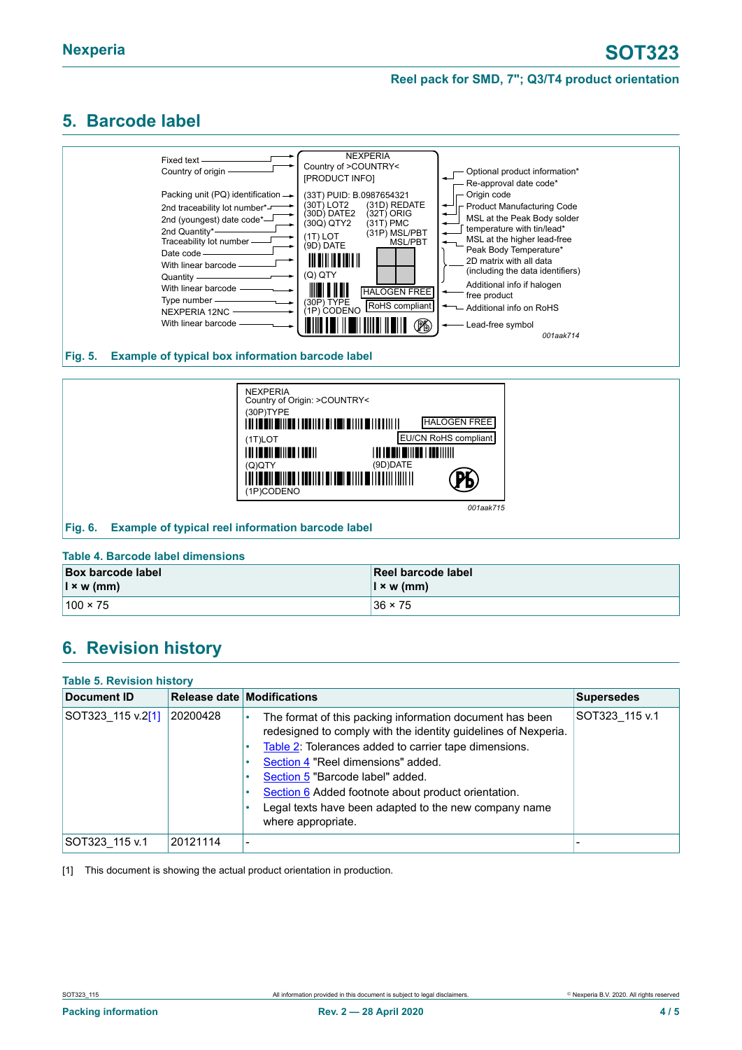## 5. Barcode label

Fig. 5. Example of typical box information barcode label

Fig. 6. Example of typical reel information barcode label

**Table 4. Barcode label dimensions**

| Box barcode label<br>l × w (mm) | Reel barcode label<br>l × w (mm) |
|---|---|
| 100 × 75 | 36 × 75 |

## 6. Revision history

**Table 5. Revision history**

| Document ID | Release date | Modifications | Supersedes |
|---|---|---|---|
| SOT323_115 v.2[1] | 20200428 | • The format of this packing information document has been redesigned to comply with the identity guidelines of Nexperia.<br>• Table 2: Tolerances added to carrier tape dimensions.<br>• Section 4 "Reel dimensions" added.<br>• Section 5 "Barcode label" added.<br>• Section 6 Added footnote about product orientation.<br>• Legal texts have been adapted to the new company name where appropriate. | SOT323_115 v.1 |
| SOT323_115 v.1 | 20121114 | - | - |

[1] This document is showing the actual product orientation in production.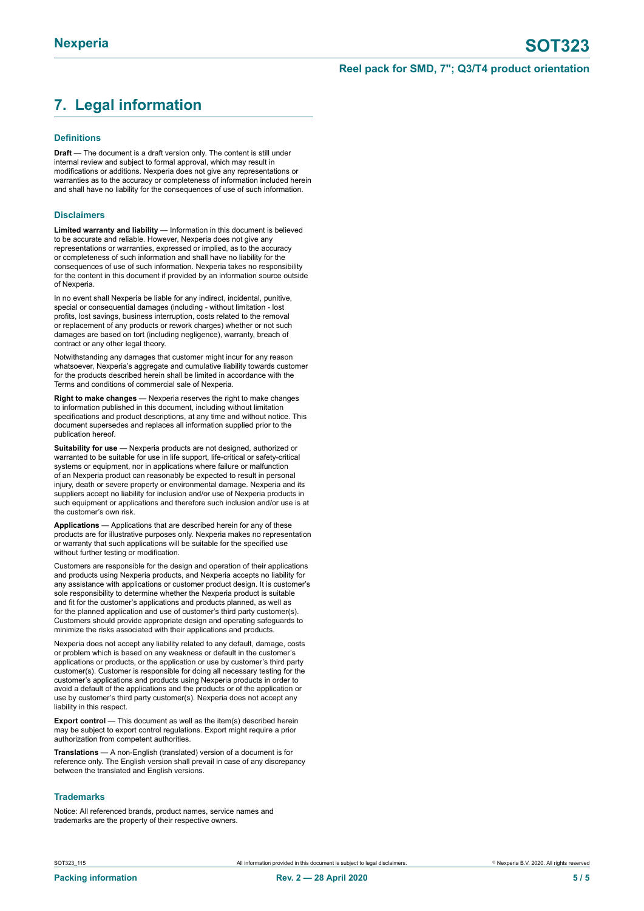## 7. Legal information

### Definitions

**Draft** — The document is a draft version only. The content is still under internal review and subject to formal approval, which may result in modifications or additions. Nexperia does not give any representations or warranties as to the accuracy or completeness of information included herein and shall have no liability for the consequences of use of such information.

### Disclaimers

**Limited warranty and liability** — Information in this document is believed to be accurate and reliable. However, Nexperia does not give any representations or warranties, expressed or implied, as to the accuracy or completeness of such information and shall have no liability for the consequences of use of such information. Nexperia takes no responsibility for the content in this document if provided by an information source outside of Nexperia.

In no event shall Nexperia be liable for any indirect, incidental, punitive, special or consequential damages (including - without limitation - lost profits, lost savings, business interruption, costs related to the removal or replacement of any products or rework charges) whether or not such damages are based on tort (including negligence), warranty, breach of contract or any other legal theory.

Notwithstanding any damages that customer might incur for any reason whatsoever, Nexperia's aggregate and cumulative liability towards customer for the products described herein shall be limited in accordance with the Terms and conditions of commercial sale of Nexperia.

**Right to make changes** — Nexperia reserves the right to make changes to information published in this document, including without limitation specifications and product descriptions, at any time and without notice. This document supersedes and replaces all information supplied prior to the publication hereof.

**Suitability for use** — Nexperia products are not designed, authorized or warranted to be suitable for use in life support, life-critical or safety-critical systems or equipment, nor in applications where failure or malfunction of an Nexperia product can reasonably be expected to result in personal injury, death or severe property or environmental damage. Nexperia and its suppliers accept no liability for inclusion and/or use of Nexperia products in such equipment or applications and therefore such inclusion and/or use is at the customer's own risk.

**Applications** — Applications that are described herein for any of these products are for illustrative purposes only. Nexperia makes no representation or warranty that such applications will be suitable for the specified use without further testing or modification.

Customers are responsible for the design and operation of their applications and products using Nexperia products, and Nexperia accepts no liability for any assistance with applications or customer product design. It is customer's sole responsibility to determine whether the Nexperia product is suitable and fit for the customer's applications and products planned, as well as for the planned application and use of customer's third party customer(s). Customers should provide appropriate design and operating safeguards to minimize the risks associated with their applications and products.

Nexperia does not accept any liability related to any default, damage, costs or problem which is based on any weakness or default in the customer's applications or products, or the application or use by customer's third party customer(s). Customer is responsible for doing all necessary testing for the customer's applications and products using Nexperia products in order to avoid a default of the applications and the products or of the application or use by customer's third party customer(s). Nexperia does not accept any liability in this respect.

**Export control** — This document as well as the item(s) described herein may be subject to export control regulations. Export might require a prior authorization from competent authorities.

**Translations** — A non-English (translated) version of a document is for reference only. The English version shall prevail in case of any discrepancy between the translated and English versions.

### Trademarks

Notice: All referenced brands, product names, service names and trademarks are the property of their respective owners.